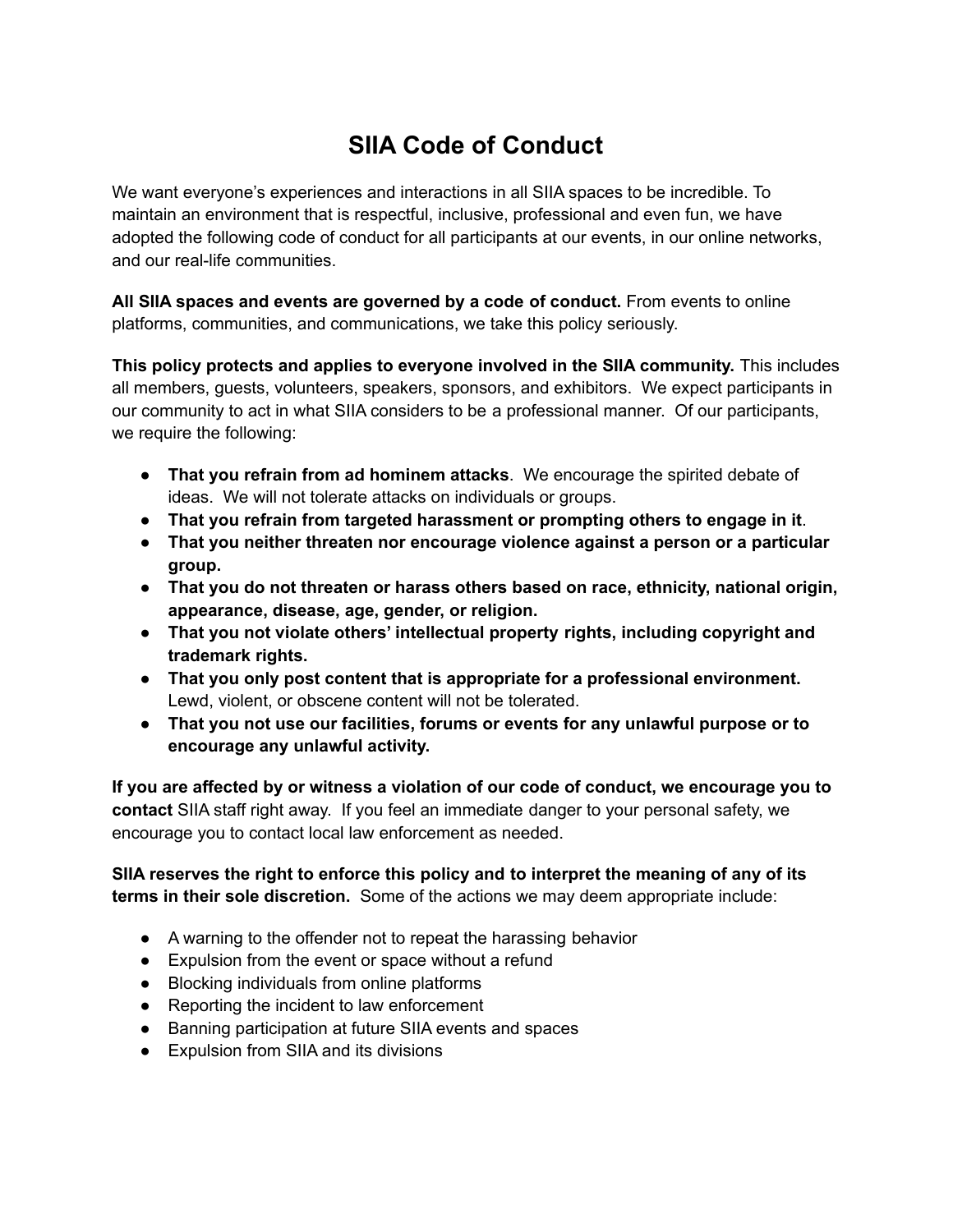# SIIA Code of Conduct

We want everyone's experiences and interactions in all SIIA spaces to be incredible. To maintain an environment that is respectful, inclusive, professional and even fun, we have adopted the following code of conduct for all participants at our events, in our online networks, and our real-life communities.

**All SIIA spaces and events are governed by a code of conduct.** From events to online platforms, communities, and communications, we take this policy seriously.

**This policy protects and applies to everyone involved in the SIIA community.** This includes all members, guests, volunteers, speakers, sponsors, and exhibitors. We expect participants in our community to act in what SIIA considers to be a professional manner. Of our participants, we require the following:

- **That you refrain from ad hominem attacks**. We encourage the spirited debate of ideas. We will not tolerate attacks on individuals or groups.
- **That you refrain from targeted harassment or prompting others to engage in it**.
- **That you neither threaten nor encourage violence against a person or a particular group.**
- **That you do not threaten or harass others based on race, ethnicity, national origin, appearance, disease, age, gender, or religion.**
- **That you not violate others' intellectual property rights, including copyright and trademark rights.**
- **That you only post content that is appropriate for a professional environment.** Lewd, violent, or obscene content will not be tolerated.
- **That you not use our facilities, forums or events for any unlawful purpose or to encourage any unlawful activity.**

**If you are affected by or witness a violation of our code of conduct, we encourage you to contact** SIIA staff right away. If you feel an immediate danger to your personal safety, we encourage you to contact local law enforcement as needed.

**SIIA reserves the right to enforce this policy and to interpret the meaning of any of its terms in their sole discretion.** Some of the actions we may deem appropriate include:

- A warning to the offender not to repeat the harassing behavior
- Expulsion from the event or space without a refund
- Blocking individuals from online platforms
- Reporting the incident to law enforcement
- Banning participation at future SIIA events and spaces
- Expulsion from SIIA and its divisions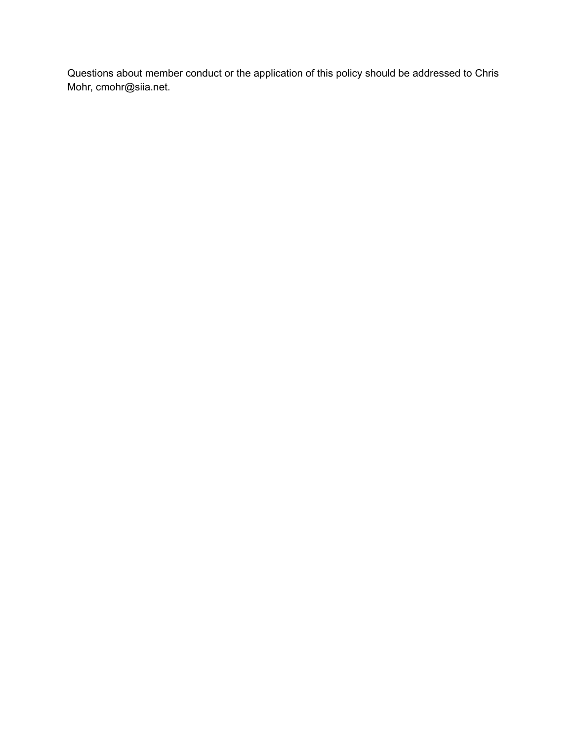Questions about member conduct or the application of this policy should be addressed to Chris Mohr, cmohr@siia.net.